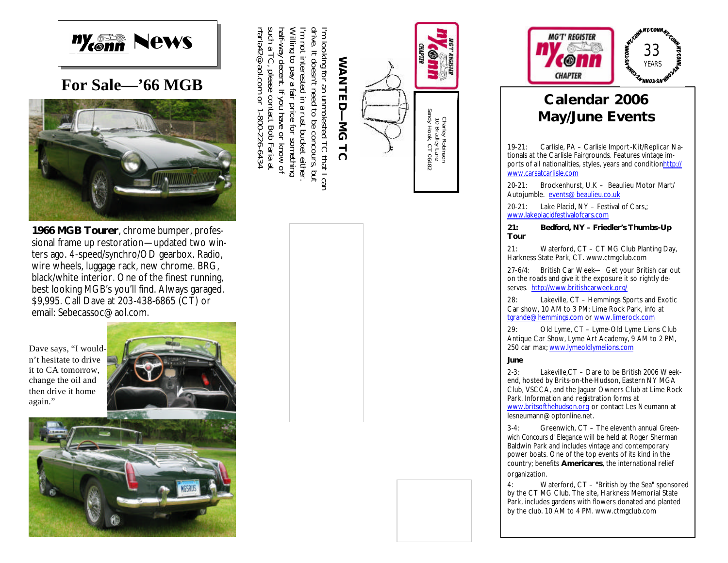# NY/Conn News

## For Sale—'66 MGB

**1966 MGB Tourer**, chrome bumper, professional frame up restoration—updated two winters ago. 4-speed/synchro/OD gearbox. Radio, wire wheels, luggage rack, new chrome. BRG, black/white interior. One of the finest running, best looking MGB's you'll find. Always garaged. $9,995. Call Dave at 203-438-6865 (CT) or email: Sebecassoc@aol.com.

Dave says, "I wouldn't hesitate to drive it to CA tomorrow, change the oil and then drive it home again."

## WANTED—MG TC

I'm looking for an unmolested TC that I can drive. It doesn't need to be concours, but I'm not interested in a rust bucket either. Willing to pay a fair price for something half-way decent. If you have or know of such a TC, please contact Bob Faria at rfaria42@aol.com or 1-800-226-6434

MG'T' REGISTER NY/Conn CHAPTER

Charley Robinson
10 Bradley Lane
Sandy Hook, CT 06482

MG'T' REGISTER NY/Conn CHAPTER — 33 YEARS

## Calendar 2006 May/June Events

19-21: Carlisle, PA – Carlisle Import-Kit/Replicar Nationals at the Carlisle Fairgrounds. Features vintage imports of all nationalities, styles, years and condition http://www.carsatcarlisle.com

20-21: Brockenhurst, U.K – Beaulieu Motor Mart/Autojumble. events@beaulieu.co.uk

20-21: Lake Placid, NY – Festival of Cars,; www.lakeplacidfestivalofcars.com

**21: Bedford, NY – Friedler's Thumbs-Up Tour**

21: Waterford, CT – CT MG Club Planting Day, Harkness State Park, CT. www.ctmgclub.com

27-6/4: British Car Week— Get your British car out on the roads and give it the exposure it so rightly deserves. http://www.britishcarweek.org/

28: Lakeville, CT – Hemmings Sports and Exotic Car show, 10 AM to 3 PM; Lime Rock Park, info at tgrande@hemmings.com or www.limerock.com

29: Old Lyme, CT – Lyme-Old Lyme Lions Club Antique Car Show, Lyme Art Academy, 9 AM to 2 PM, 250 car max; www.lymeoldlymelions.com

**June**

2-3: Lakeville,CT – Dare to be British 2006 Weekend, hosted by Brits-on-the-Hudson, Eastern NY MGA Club, VSCCA, and the Jaguar Owners Club at Lime Rock Park. Information and registration forms at www.britsofthehudson.org or contact Les Neumann at lesneumann@optonline.net.

3-4: Greenwich, CT – The eleventh annual Greenwich Concours d' Elegance will be held at Roger Sherman Baldwin Park and includes vintage and contemporary power boats. One of the top events of its kind in the country; benefits **Americares**, the international relief organization.

4: Waterford, CT – "British by the Sea" sponsored by the CT MG Club. The site, Harkness Memorial State Park, includes gardens with flowers donated and planted by the club. 10 AM to 4 PM. www.ctmgclub.com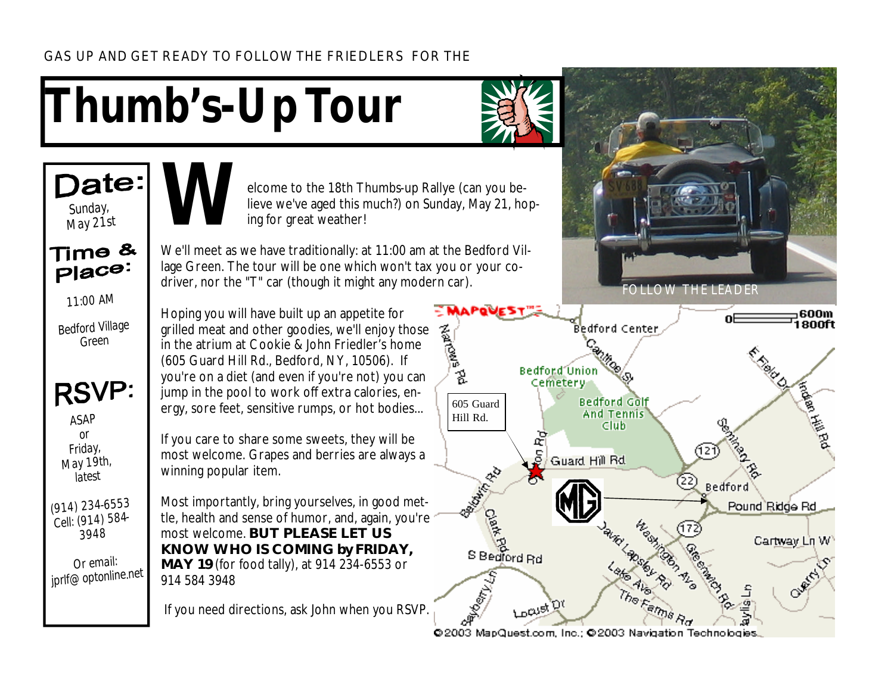GAS UP AND GET READY TO FOLLOW THE FRIEDLERS FOR THE

# Thumb's-Up Tour

**Date:**

Sunday, May 21st

**Time & Place:**

11:00 AM

Bedford Village Green

**RSVP:**

ASAP or Friday, May 19th, latest

(914) 234-6553
Cell: (914) 584-3948

Or email:
jprlf@ optonline.net

Welcome to the 18th Thumbs-up Rallye (can you believe we've aged this much?) on Sunday, May 21, hoping for great weather!

We'll meet as we have traditionally: at 11:00 am at the Bedford Village Green. The tour will be one which won't tax you or your co-driver, nor the "T" car (though it might any modern car).

Hoping you will have built up an appetite for grilled meat and other goodies, we'll enjoy those in the atrium at Cookie & John Friedler's home (605 Guard Hill Rd., Bedford, NY, 10506). If you're on a diet (and even if you're not) you can jump in the pool to work off extra calories, energy, sore feet, sensitive rumps, or hot bodies...

If you care to share some sweets, they will be most welcome. Grapes and berries are always a winning popular item.

Most importantly, bring yourselves, in good mettle, health and sense of humor, and, again, you're most welcome. **BUT PLEASE LET US KNOW WHO IS COMING by FRIDAY, MAY 19** (for food tally), at 914 234-6553 or 914 584 3948

If you need directions, ask John when you RSVP.

FOLLOW THE LEADER

605 Guard Hill Rd.

©2003 MapQuest.com, Inc.; ©2003 Navigation Technologies